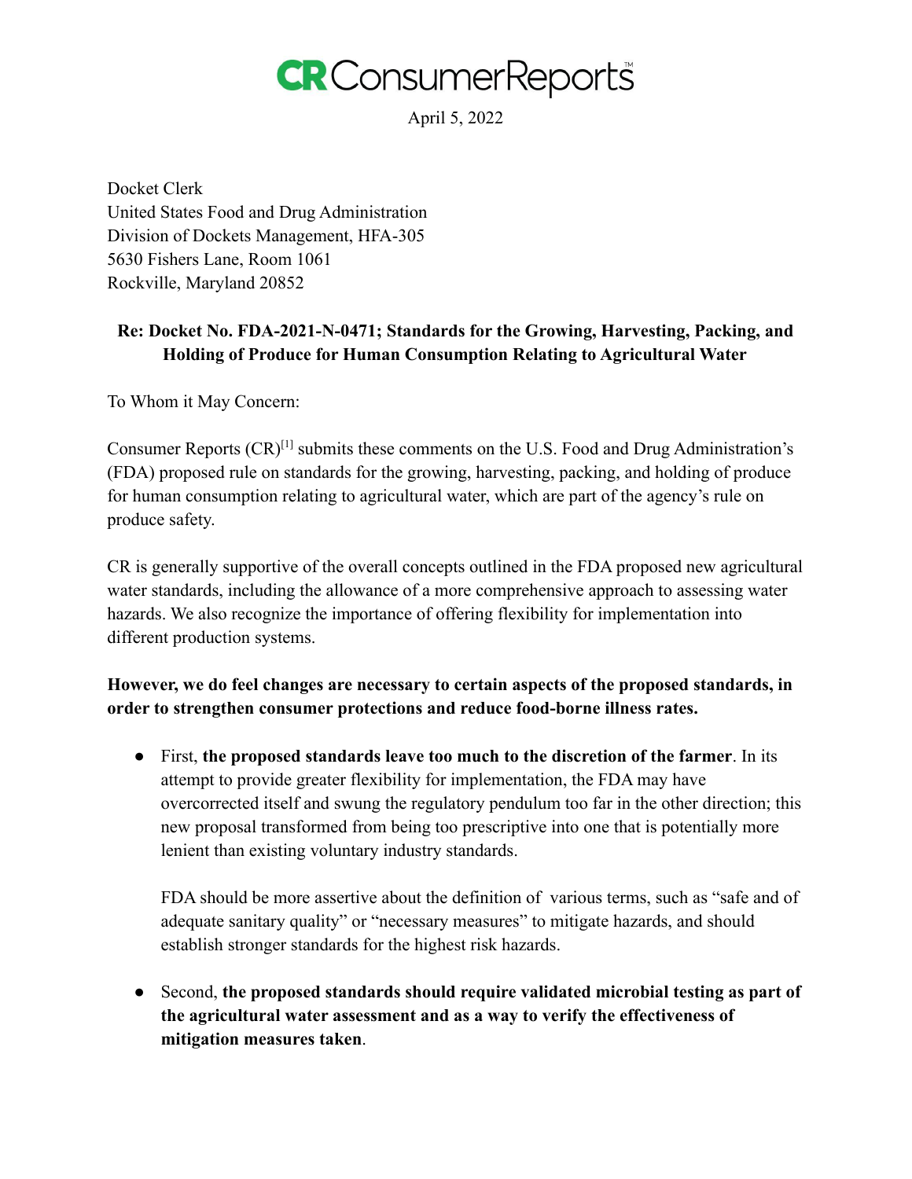# CR ConsumerReports

April 5, 2022

Docket Clerk
United States Food and Drug Administration
Division of Dockets Management, HFA-305
5630 Fishers Lane, Room 1061
Rockville, Maryland 20852

**Re: Docket No. FDA-2021-N-0471; Standards for the Growing, Harvesting, Packing, and Holding of Produce for Human Consumption Relating to Agricultural Water**

To Whom it May Concern:

Consumer Reports (CR)[1] submits these comments on the U.S. Food and Drug Administration's (FDA) proposed rule on standards for the growing, harvesting, packing, and holding of produce for human consumption relating to agricultural water, which are part of the agency's rule on produce safety.

CR is generally supportive of the overall concepts outlined in the FDA proposed new agricultural water standards, including the allowance of a more comprehensive approach to assessing water hazards. We also recognize the importance of offering flexibility for implementation into different production systems.

**However, we do feel changes are necessary to certain aspects of the proposed standards, in order to strengthen consumer protections and reduce food-borne illness rates.**

- First, **the proposed standards leave too much to the discretion of the farmer**. In its attempt to provide greater flexibility for implementation, the FDA may have overcorrected itself and swung the regulatory pendulum too far in the other direction; this new proposal transformed from being too prescriptive into one that is potentially more lenient than existing voluntary industry standards.

  FDA should be more assertive about the definition of various terms, such as "safe and of adequate sanitary quality" or "necessary measures" to mitigate hazards, and should establish stronger standards for the highest risk hazards.

- Second, **the proposed standards should require validated microbial testing as part of the agricultural water assessment and as a way to verify the effectiveness of mitigation measures taken**.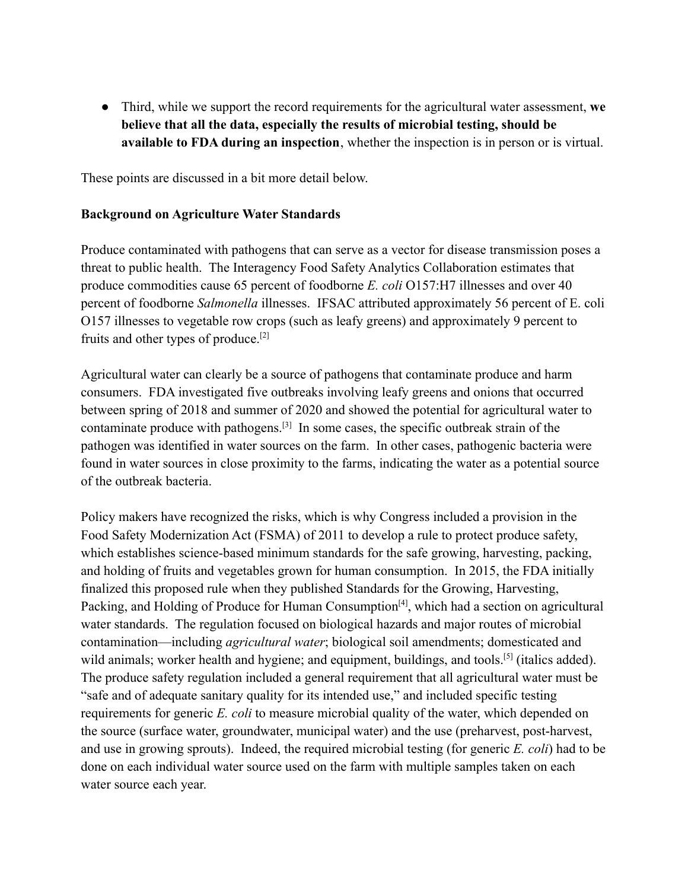- Third, while we support the record requirements for the agricultural water assessment, **we believe that all the data, especially the results of microbial testing, should be available to FDA during an inspection**, whether the inspection is in person or is virtual.

These points are discussed in a bit more detail below.

**Background on Agriculture Water Standards**

Produce contaminated with pathogens that can serve as a vector for disease transmission poses a threat to public health. The Interagency Food Safety Analytics Collaboration estimates that produce commodities cause 65 percent of foodborne *E. coli* O157:H7 illnesses and over 40 percent of foodborne *Salmonella* illnesses. IFSAC attributed approximately 56 percent of E. coli O157 illnesses to vegetable row crops (such as leafy greens) and approximately 9 percent to fruits and other types of produce.[2]

Agricultural water can clearly be a source of pathogens that contaminate produce and harm consumers. FDA investigated five outbreaks involving leafy greens and onions that occurred between spring of 2018 and summer of 2020 and showed the potential for agricultural water to contaminate produce with pathogens.[3] In some cases, the specific outbreak strain of the pathogen was identified in water sources on the farm. In other cases, pathogenic bacteria were found in water sources in close proximity to the farms, indicating the water as a potential source of the outbreak bacteria.

Policy makers have recognized the risks, which is why Congress included a provision in the Food Safety Modernization Act (FSMA) of 2011 to develop a rule to protect produce safety, which establishes science-based minimum standards for the safe growing, harvesting, packing, and holding of fruits and vegetables grown for human consumption. In 2015, the FDA initially finalized this proposed rule when they published Standards for the Growing, Harvesting, Packing, and Holding of Produce for Human Consumption[4], which had a section on agricultural water standards. The regulation focused on biological hazards and major routes of microbial contamination—including *agricultural water*; biological soil amendments; domesticated and wild animals; worker health and hygiene; and equipment, buildings, and tools.[5] (italics added). The produce safety regulation included a general requirement that all agricultural water must be "safe and of adequate sanitary quality for its intended use," and included specific testing requirements for generic *E. coli* to measure microbial quality of the water, which depended on the source (surface water, groundwater, municipal water) and the use (preharvest, post-harvest, and use in growing sprouts). Indeed, the required microbial testing (for generic *E. coli*) had to be done on each individual water source used on the farm with multiple samples taken on each water source each year.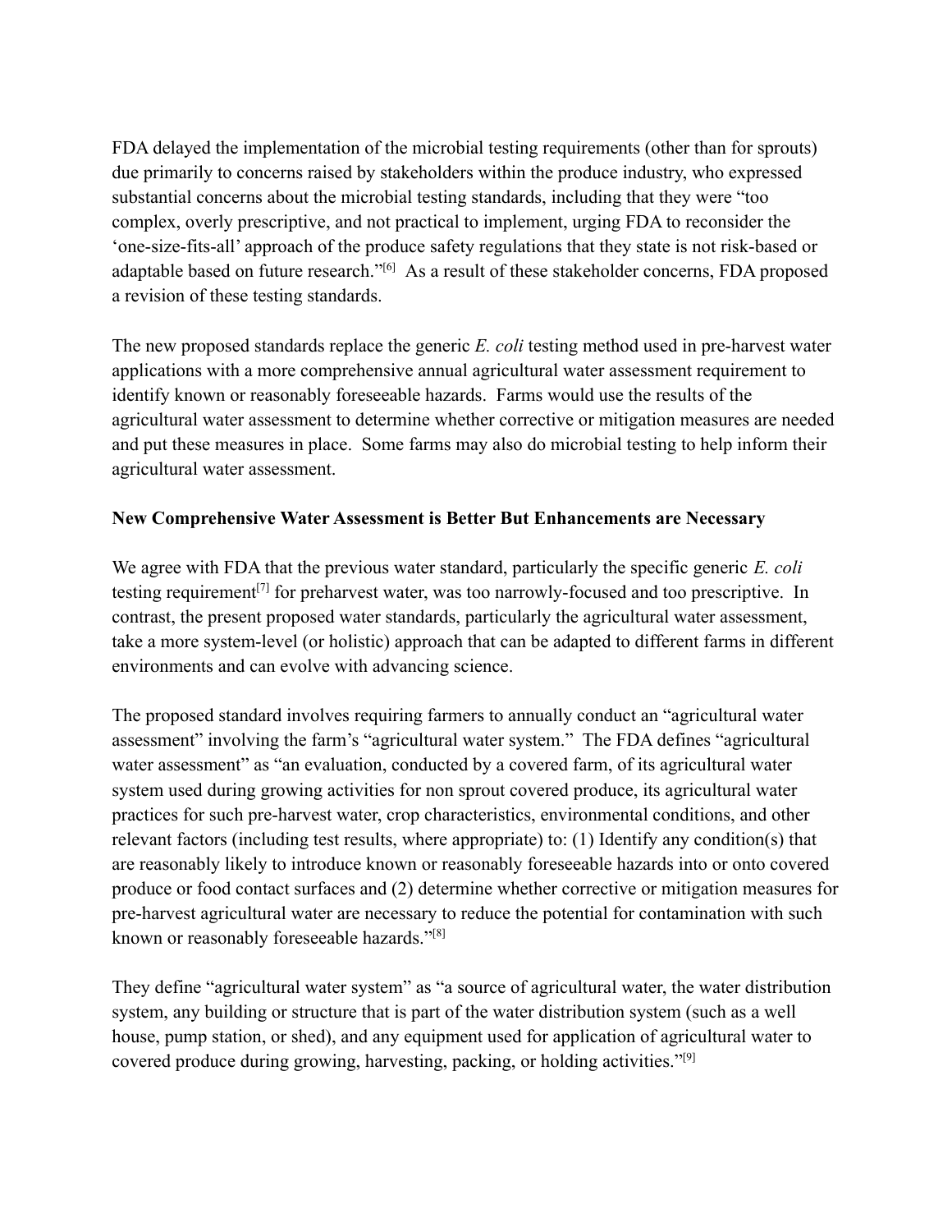FDA delayed the implementation of the microbial testing requirements (other than for sprouts) due primarily to concerns raised by stakeholders within the produce industry, who expressed substantial concerns about the microbial testing standards, including that they were "too complex, overly prescriptive, and not practical to implement, urging FDA to reconsider the 'one-size-fits-all' approach of the produce safety regulations that they state is not risk-based or adaptable based on future research."[6] As a result of these stakeholder concerns, FDA proposed a revision of these testing standards.

The new proposed standards replace the generic *E. coli* testing method used in pre-harvest water applications with a more comprehensive annual agricultural water assessment requirement to identify known or reasonably foreseeable hazards. Farms would use the results of the agricultural water assessment to determine whether corrective or mitigation measures are needed and put these measures in place. Some farms may also do microbial testing to help inform their agricultural water assessment.

**New Comprehensive Water Assessment is Better But Enhancements are Necessary**

We agree with FDA that the previous water standard, particularly the specific generic *E. coli* testing requirement[7] for preharvest water, was too narrowly-focused and too prescriptive. In contrast, the present proposed water standards, particularly the agricultural water assessment, take a more system-level (or holistic) approach that can be adapted to different farms in different environments and can evolve with advancing science.

The proposed standard involves requiring farmers to annually conduct an "agricultural water assessment" involving the farm's "agricultural water system." The FDA defines "agricultural water assessment" as "an evaluation, conducted by a covered farm, of its agricultural water system used during growing activities for non sprout covered produce, its agricultural water practices for such pre-harvest water, crop characteristics, environmental conditions, and other relevant factors (including test results, where appropriate) to: (1) Identify any condition(s) that are reasonably likely to introduce known or reasonably foreseeable hazards into or onto covered produce or food contact surfaces and (2) determine whether corrective or mitigation measures for pre-harvest agricultural water are necessary to reduce the potential for contamination with such known or reasonably foreseeable hazards."[8]

They define "agricultural water system" as "a source of agricultural water, the water distribution system, any building or structure that is part of the water distribution system (such as a well house, pump station, or shed), and any equipment used for application of agricultural water to covered produce during growing, harvesting, packing, or holding activities."[9]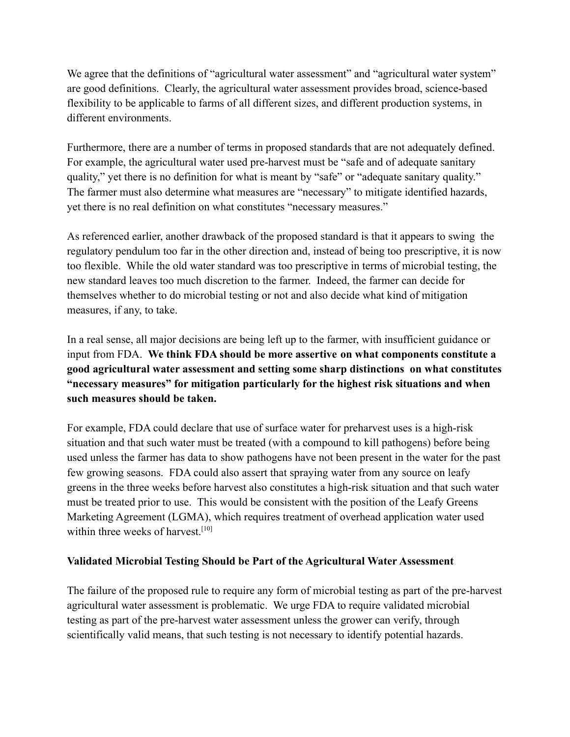We agree that the definitions of "agricultural water assessment" and "agricultural water system" are good definitions. Clearly, the agricultural water assessment provides broad, science-based flexibility to be applicable to farms of all different sizes, and different production systems, in different environments.

Furthermore, there are a number of terms in proposed standards that are not adequately defined. For example, the agricultural water used pre-harvest must be "safe and of adequate sanitary quality," yet there is no definition for what is meant by "safe" or "adequate sanitary quality." The farmer must also determine what measures are "necessary" to mitigate identified hazards, yet there is no real definition on what constitutes "necessary measures."

As referenced earlier, another drawback of the proposed standard is that it appears to swing the regulatory pendulum too far in the other direction and, instead of being too prescriptive, it is now too flexible. While the old water standard was too prescriptive in terms of microbial testing, the new standard leaves too much discretion to the farmer. Indeed, the farmer can decide for themselves whether to do microbial testing or not and also decide what kind of mitigation measures, if any, to take.

In a real sense, all major decisions are being left up to the farmer, with insufficient guidance or input from FDA. **We think FDA should be more assertive on what components constitute a good agricultural water assessment and setting some sharp distinctions on what constitutes "necessary measures" for mitigation particularly for the highest risk situations and when such measures should be taken.**

For example, FDA could declare that use of surface water for preharvest uses is a high-risk situation and that such water must be treated (with a compound to kill pathogens) before being used unless the farmer has data to show pathogens have not been present in the water for the past few growing seasons. FDA could also assert that spraying water from any source on leafy greens in the three weeks before harvest also constitutes a high-risk situation and that such water must be treated prior to use. This would be consistent with the position of the Leafy Greens Marketing Agreement (LGMA), which requires treatment of overhead application water used within three weeks of harvest.[10]

**Validated Microbial Testing Should be Part of the Agricultural Water Assessment**

The failure of the proposed rule to require any form of microbial testing as part of the pre-harvest agricultural water assessment is problematic. We urge FDA to require validated microbial testing as part of the pre-harvest water assessment unless the grower can verify, through scientifically valid means, that such testing is not necessary to identify potential hazards.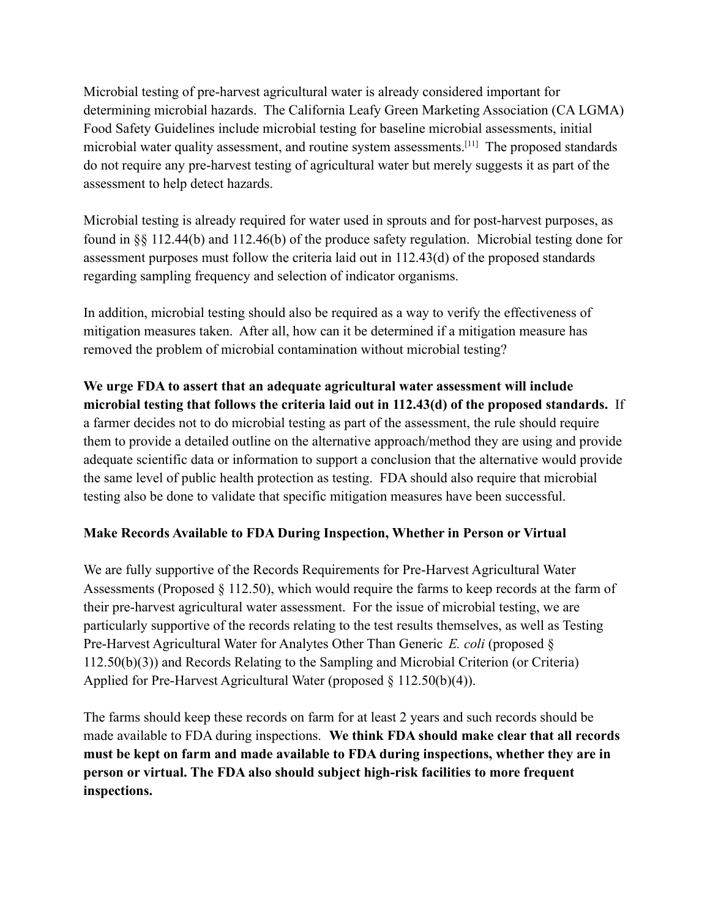Microbial testing of pre-harvest agricultural water is already considered important for determining microbial hazards. The California Leafy Green Marketing Association (CA LGMA) Food Safety Guidelines include microbial testing for baseline microbial assessments, initial microbial water quality assessment, and routine system assessments.[11] The proposed standards do not require any pre-harvest testing of agricultural water but merely suggests it as part of the assessment to help detect hazards.

Microbial testing is already required for water used in sprouts and for post-harvest purposes, as found in §§ 112.44(b) and 112.46(b) of the produce safety regulation. Microbial testing done for assessment purposes must follow the criteria laid out in 112.43(d) of the proposed standards regarding sampling frequency and selection of indicator organisms.

In addition, microbial testing should also be required as a way to verify the effectiveness of mitigation measures taken. After all, how can it be determined if a mitigation measure has removed the problem of microbial contamination without microbial testing?

**We urge FDA to assert that an adequate agricultural water assessment will include microbial testing that follows the criteria laid out in 112.43(d) of the proposed standards.** If a farmer decides not to do microbial testing as part of the assessment, the rule should require them to provide a detailed outline on the alternative approach/method they are using and provide adequate scientific data or information to support a conclusion that the alternative would provide the same level of public health protection as testing. FDA should also require that microbial testing also be done to validate that specific mitigation measures have been successful.

**Make Records Available to FDA During Inspection, Whether in Person or Virtual**

We are fully supportive of the Records Requirements for Pre-Harvest Agricultural Water Assessments (Proposed § 112.50), which would require the farms to keep records at the farm of their pre-harvest agricultural water assessment. For the issue of microbial testing, we are particularly supportive of the records relating to the test results themselves, as well as Testing Pre-Harvest Agricultural Water for Analytes Other Than Generic *E. coli* (proposed § 112.50(b)(3)) and Records Relating to the Sampling and Microbial Criterion (or Criteria) Applied for Pre-Harvest Agricultural Water (proposed § 112.50(b)(4)).

The farms should keep these records on farm for at least 2 years and such records should be made available to FDA during inspections. **We think FDA should make clear that all records must be kept on farm and made available to FDA during inspections, whether they are in person or virtual. The FDA also should subject high-risk facilities to more frequent inspections.**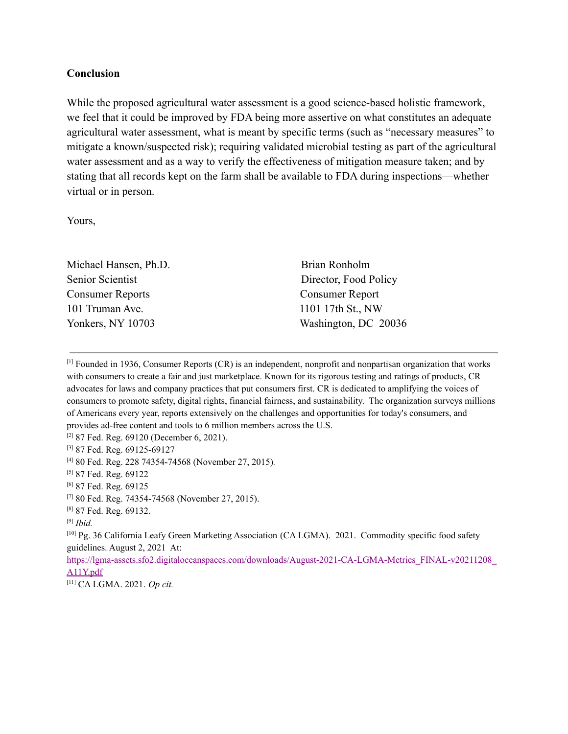**Conclusion**

While the proposed agricultural water assessment is a good science-based holistic framework, we feel that it could be improved by FDA being more assertive on what constitutes an adequate agricultural water assessment, what is meant by specific terms (such as "necessary measures" to mitigate a known/suspected risk); requiring validated microbial testing as part of the agricultural water assessment and as a way to verify the effectiveness of mitigation measure taken; and by stating that all records kept on the farm shall be available to FDA during inspections—whether virtual or in person.

Yours,

Michael Hansen, Ph.D.
Senior Scientist
Consumer Reports
101 Truman Ave.
Yonkers, NY 10703

Brian Ronholm
Director, Food Policy
Consumer Report
1101 17th St., NW
Washington, DC 20036

---

[1] Founded in 1936, Consumer Reports (CR) is an independent, nonprofit and nonpartisan organization that works with consumers to create a fair and just marketplace. Known for its rigorous testing and ratings of products, CR advocates for laws and company practices that put consumers first. CR is dedicated to amplifying the voices of consumers to promote safety, digital rights, financial fairness, and sustainability. The organization surveys millions of Americans every year, reports extensively on the challenges and opportunities for today's consumers, and provides ad-free content and tools to 6 million members across the U.S.

[2] 87 Fed. Reg. 69120 (December 6, 2021).

[3] 87 Fed. Reg. 69125-69127

[4] 80 Fed. Reg. 228 74354-74568 (November 27, 2015).

[5] 87 Fed. Reg. 69122

[6] 87 Fed. Reg. 69125

[7] 80 Fed. Reg. 74354-74568 (November 27, 2015).

[8] 87 Fed. Reg. 69132.

[9] *Ibid.*

[10] Pg. 36 California Leafy Green Marketing Association (CA LGMA). 2021. Commodity specific food safety guidelines. August 2, 2021 At: https://lgma-assets.sfo2.digitaloceanspaces.com/downloads/August-2021-CA-LGMA-Metrics_FINAL-v20211208_A11Y.pdf

[11] CA LGMA. 2021. *Op cit.*